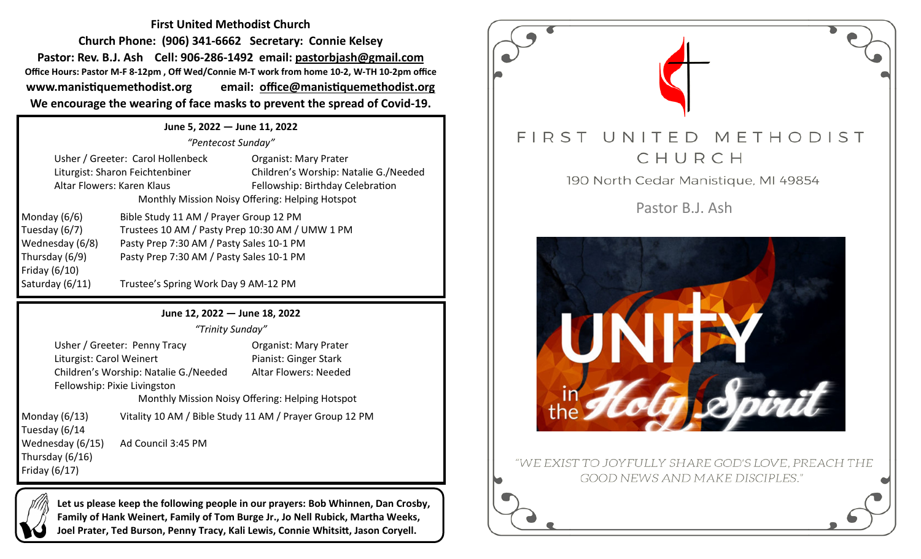**First United Methodist Church**

**Church Phone: (906) 341-6662 Secretary: Connie Kelsey**

**Pastor: Rev. B.J. Ash Cell: 906-286-1492 email: pastorbjash@gmail.com**

**Office Hours: Pastor M-F 8-12pm , Off Wed/Connie M-T work from home 10-2, W-TH 10-2pm office**

**www.manistiquemethodist.org email: office@manistiquemethodist.org**

**We encourage the wearing of face masks to prevent the spread of Covid-19.**

**June 5, 2022 — June 11, 2022**

*"Pentecost Sunday"*

Usher / Greeter: Carol Hollenbeck — Organist: Mary Prater

Liturgist: Sharon Feichtenbiner — Children's Worship: Natalie G./Needed

Altar Flowers: Karen Klaus — Fellowship: Birthday Celebration

Monthly Mission Noisy Offering: Helping Hotspot

| | |
|---|---|
| Monday (6/6) | Bible Study 11 AM / Prayer Group 12 PM |
| Tuesday (6/7) | Trustees 10 AM / Pasty Prep 10:30 AM / UMW 1 PM |
| Wednesday (6/8) | Pasty Prep 7:30 AM / Pasty Sales 10-1 PM |
| Thursday (6/9) | Pasty Prep 7:30 AM / Pasty Sales 10-1 PM |
| Friday (6/10) | |
| Saturday (6/11) | Trustee's Spring Work Day 9 AM-12 PM |

**June 12, 2022 — June 18, 2022**

*"Trinity Sunday"*

Usher / Greeter: Penny Tracy — Organist: Mary Prater

Liturgist: Carol Weinert — Pianist: Ginger Stark

Children's Worship: Natalie G./Needed — Altar Flowers: Needed

Fellowship: Pixie Livingston

Monthly Mission Noisy Offering: Helping Hotspot

| | |
|---|---|
| Monday (6/13) | Vitality 10 AM / Bible Study 11 AM / Prayer Group 12 PM |
| Tuesday (6/14 | |
| Wednesday (6/15) | Ad Council 3:45 PM |
| Thursday (6/16) | |
| Friday (6/17) | |

**Let us please keep the following people in our prayers: Bob Whinnen, Dan Crosby, Family of Hank Weinert, Family of Tom Burge Jr., Jo Nell Rubick, Martha Weeks, Joel Prater, Ted Burson, Penny Tracy, Kali Lewis, Connie Whitsitt, Jason Coryell.**

# FIRST UNITED METHODIST CHURCH

190 North Cedar Manistique, MI 49854

Pastor B.J. Ash

UNITY in the Holy Spirit

"WE EXIST TO JOYFULLY SHARE GOD'S LOVE, PREACH THE GOOD NEWS AND MAKE DISCIPLES."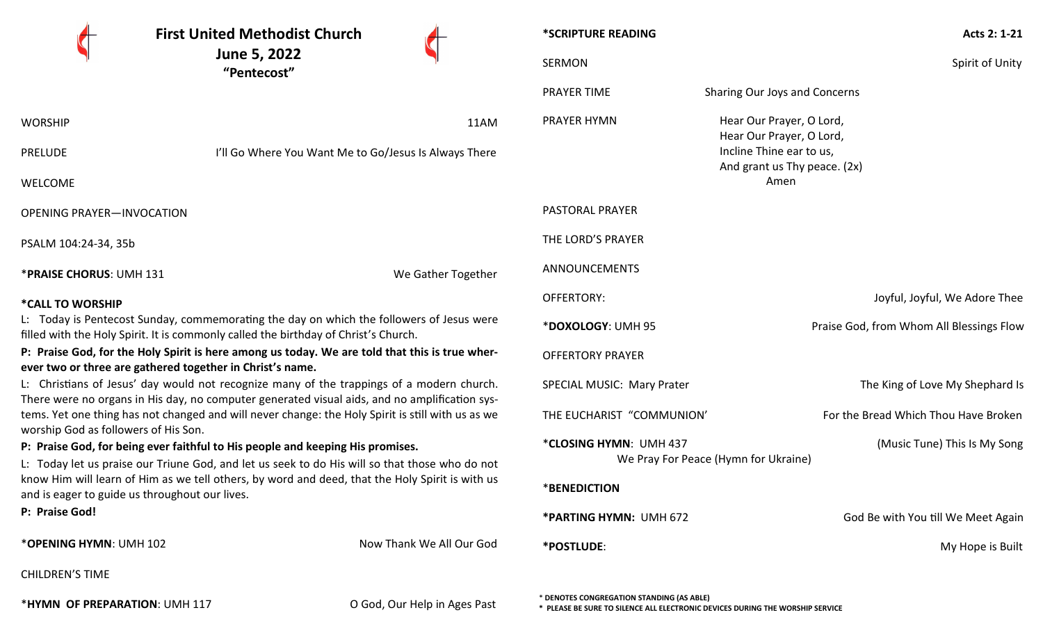# First United Methodist Church

## June 5, 2022

### "Pentecost"

WORSHIP 11AM

PRELUDE I'll Go Where You Want Me to Go/Jesus Is Always There

WELCOME

OPENING PRAYER—INVOCATION

PSALM 104:24-34, 35b

***PRAISE CHORUS**: UMH 131 We Gather Together

**\*CALL TO WORSHIP**

L: Today is Pentecost Sunday, commemorating the day on which the followers of Jesus were filled with the Holy Spirit. It is commonly called the birthday of Christ's Church.

**P: Praise God, for the Holy Spirit is here among us today. We are told that this is true wherever two or three are gathered together in Christ's name.**

L: Christians of Jesus' day would not recognize many of the trappings of a modern church. There were no organs in His day, no computer generated visual aids, and no amplification systems. Yet one thing has not changed and will never change: the Holy Spirit is still with us as we worship God as followers of His Son.

**P: Praise God, for being ever faithful to His people and keeping His promises.**

L: Today let us praise our Triune God, and let us seek to do His will so that those who do not know Him will learn of Him as we tell others, by word and deed, that the Holy Spirit is with us and is eager to guide us throughout our lives.

**P: Praise God!**

***OPENING HYMN**: UMH 102 Now Thank We All Our God

CHILDREN'S TIME

***HYMN OF PREPARATION**: UMH 117 O God, Our Help in Ages Past

**\*SCRIPTURE READING** **Acts 2: 1-21**

SERMON Spirit of Unity

PRAYER TIME Sharing Our Joys and Concerns

PRAYER HYMN
Hear Our Prayer, O Lord,
Hear Our Prayer, O Lord,
Incline Thine ear to us,
And grant us Thy peace. (2x)
Amen

PASTORAL PRAYER

THE LORD'S PRAYER

ANNOUNCEMENTS

OFFERTORY: Joyful, Joyful, We Adore Thee

***DOXOLOGY**: UMH 95 Praise God, from Whom All Blessings Flow

OFFERTORY PRAYER

SPECIAL MUSIC: Mary Prater The King of Love My Shephard Is

THE EUCHARIST "COMMUNION' For the Bread Which Thou Have Broken

***CLOSING HYMN**: UMH 437 (Music Tune) This Is My Song
We Pray For Peace (Hymn for Ukraine)

***BENEDICTION**

**\*PARTING HYMN:** UMH 672 God Be with You till We Meet Again

***POSTLUDE**: My Hope is Built

* DENOTES CONGREGATION STANDING (AS ABLE)
* PLEASE BE SURE TO SILENCE ALL ELECTRONIC DEVICES DURING THE WORSHIP SERVICE